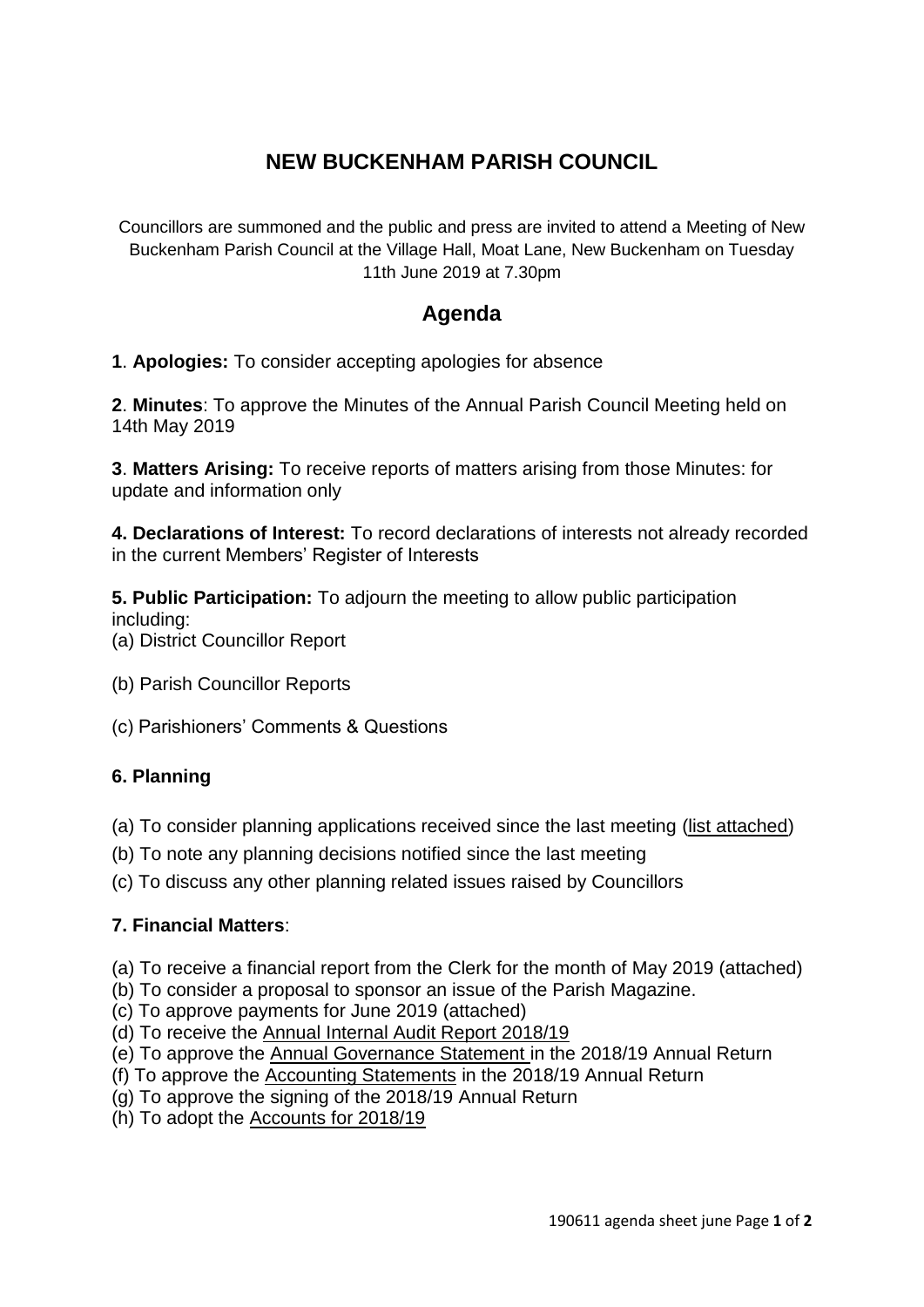# NEW BUCKENHAM PARISH COUNCIL

Councillors are summoned and the public and press are invited to attend a Meeting of New Buckenham Parish Council at the Village Hall, Moat Lane, New Buckenham on Tuesday 11th June 2019 at 7.30pm

## Agenda

**1**. **Apologies:** To consider accepting apologies for absence

**2**. **Minutes**: To approve the Minutes of the Annual Parish Council Meeting held on 14th May 2019

**3**. **Matters Arising:** To receive reports of matters arising from those Minutes: for update and information only

**4. Declarations of Interest:** To record declarations of interests not already recorded in the current Members' Register of Interests

**5. Public Participation:** To adjourn the meeting to allow public participation including:

(a) District Councillor Report

(b) Parish Councillor Reports

(c) Parishioners' Comments & Questions

### 6. Planning

(a) To consider planning applications received since the last meeting (list attached)

(b) To note any planning decisions notified since the last meeting

(c) To discuss any other planning related issues raised by Councillors

### 7. Financial Matters:

(a) To receive a financial report from the Clerk for the month of May 2019 (attached)

(b) To consider a proposal to sponsor an issue of the Parish Magazine.

(c) To approve payments for June 2019 (attached)

(d) To receive the Annual Internal Audit Report 2018/19

(e) To approve the Annual Governance Statement in the 2018/19 Annual Return

(f) To approve the Accounting Statements in the 2018/19 Annual Return

(g) To approve the signing of the 2018/19 Annual Return

(h) To adopt the Accounts for 2018/19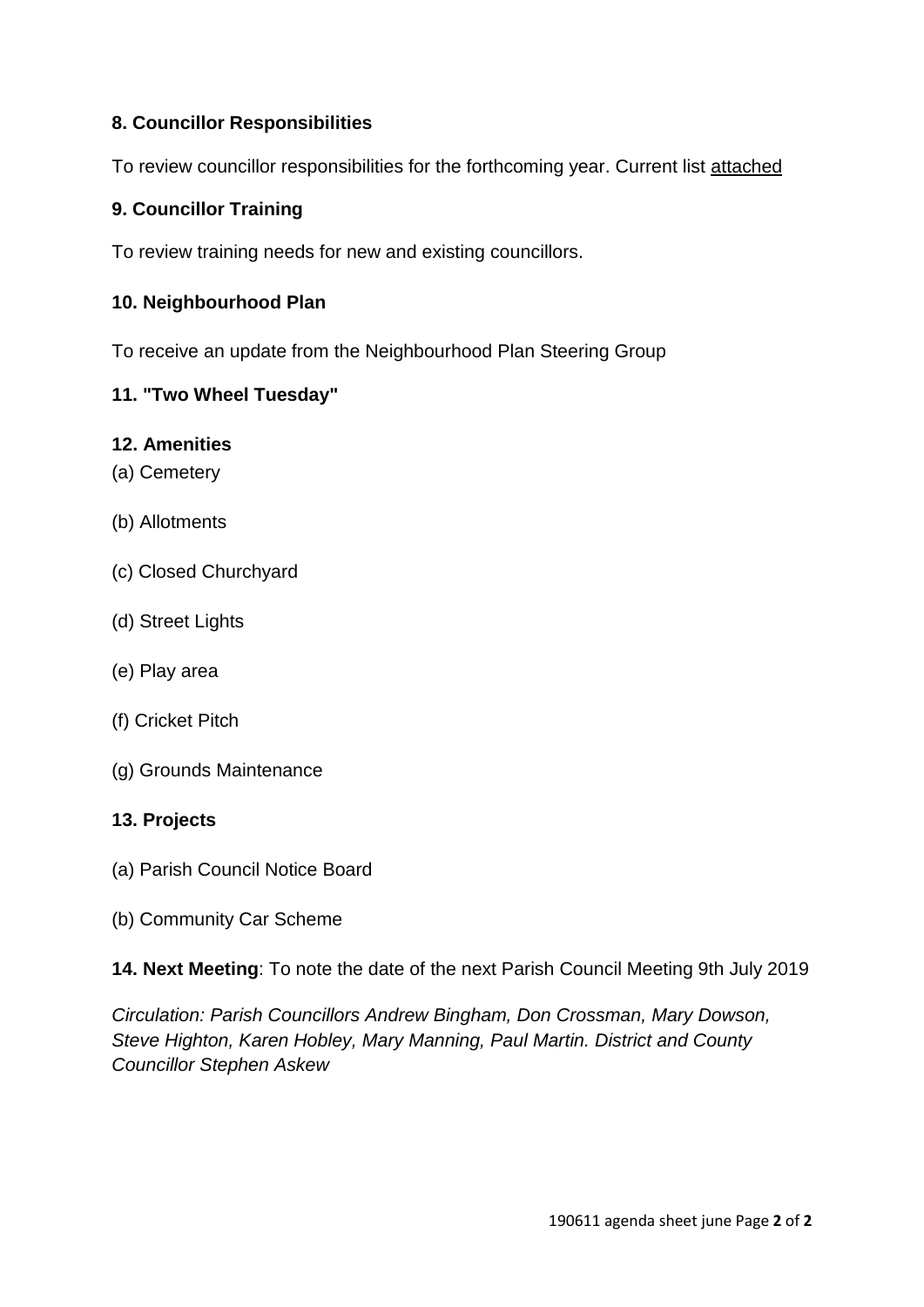**8. Councillor Responsibilities**

To review councillor responsibilities for the forthcoming year. Current list attached

**9. Councillor Training**

To review training needs for new and existing councillors.

**10. Neighbourhood Plan**

To receive an update from the Neighbourhood Plan Steering Group

**11. "Two Wheel Tuesday"**

**12. Amenities**

(a) Cemetery

(b) Allotments

(c) Closed Churchyard

(d) Street Lights

(e) Play area

(f) Cricket Pitch

(g) Grounds Maintenance

**13. Projects**

(a) Parish Council Notice Board

(b) Community Car Scheme

**14. Next Meeting**: To note the date of the next Parish Council Meeting 9th July 2019

*Circulation: Parish Councillors Andrew Bingham, Don Crossman, Mary Dowson, Steve Highton, Karen Hobley, Mary Manning, Paul Martin. District and County Councillor Stephen Askew*